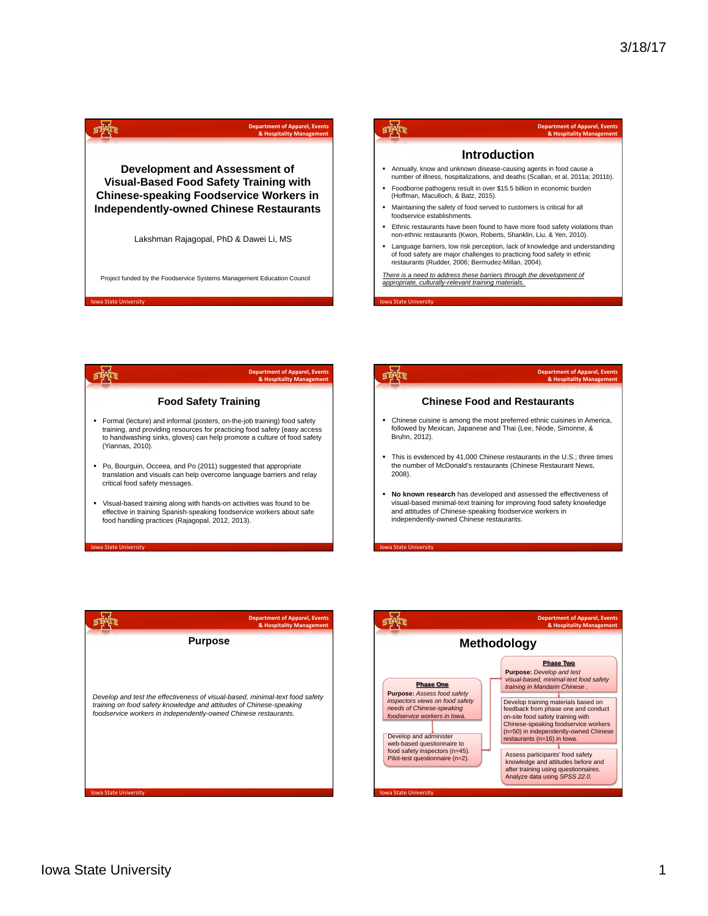# Development and Assessment of Visual-Based Food Safety Training with Chinese-speaking Foodservice Workers in Independently-owned Chinese Restaurants

Lakshman Rajagopal, PhD & Dawei Li, MS

Project funded by the Foodservice Systems Management Education Council

## Introduction

- Annually, know and unknown disease-causing agents in food cause a number of illness, hospitalizations, and deaths (Scallan, et al, 2011a; 2011b).
- Foodborne pathogens result in over $15.5 billion in economic burden (Hoffman, Maculloch, & Batz, 2015).
- Maintaining the safety of food served to customers is critical for all foodservice establishments.
- Ethnic restaurants have been found to have more food safety violations than non-ethnic restaurants (Kwon, Roberts, Shanklin, Liu, & Yen, 2010).
- Language barriers, low risk perception, lack of knowledge and understanding of food safety are major challenges to practicing food safety in ethnic restaurants (Rudder, 2006; Bermudez-Millan, 2004).

*There is a need to address these barriers through the development of appropriate, culturally-relevant training materials.*

## Food Safety Training

- Formal (lecture) and informal (posters, on-the-job training) food safety training, and providing resources for practicing food safety (easy access to handwashing sinks, gloves) can help promote a culture of food safety (Yiannas, 2010).
- Po, Bourguin, Occeea, and Po (2011) suggested that appropriate translation and visuals can help overcome language barriers and relay critical food safety messages.
- Visual-based training along with hands-on activities was found to be effective in training Spanish-speaking foodservice workers about safe food handling practices (Rajagopal, 2012, 2013).

## Chinese Food and Restaurants

- Chinese cuisine is among the most preferred ethnic cuisines in America, followed by Mexican, Japanese and Thai (Lee, Niode, Simonne, & Bruhn, 2012).
- This is evidenced by 41,000 Chinese restaurants in the U.S.; three times the number of McDonald's restaurants (Chinese Restaurant News, 2008).
- **No known research** has developed and assessed the effectiveness of visual-based minimal-text training for improving food safety knowledge and attitudes of Chinese-speaking foodservice workers in independently-owned Chinese restaurants.

## Purpose

*Develop and test the effectiveness of visual-based, minimal-text food safety training on food safety knowledge and attitudes of Chinese-speaking foodservice workers in independently-owned Chinese restaurants.*

## Methodology

**Phase One**

**Purpose:** *Assess food safety inspectors views on food safety needs of Chinese-speaking foodservice workers in Iowa.*

Develop and administer web-based questionnaire to food safety inspectors (n=45). Pilot-test questionnaire (n=2).

**Phase Two**

**Purpose:** *Develop and test visual-based, minimal-text food safety training in Mandarin Chinese .*

Develop training materials based on feedback from phase one and conduct on-site food safety training with Chinese-speaking foodservice workers (n=50) in independently-owned Chinese restaurants (n=16) in Iowa.

Assess participants' food safety knowledge and attitudes before and after training using questionnaires. Analyze data using *SPSS 22.0.*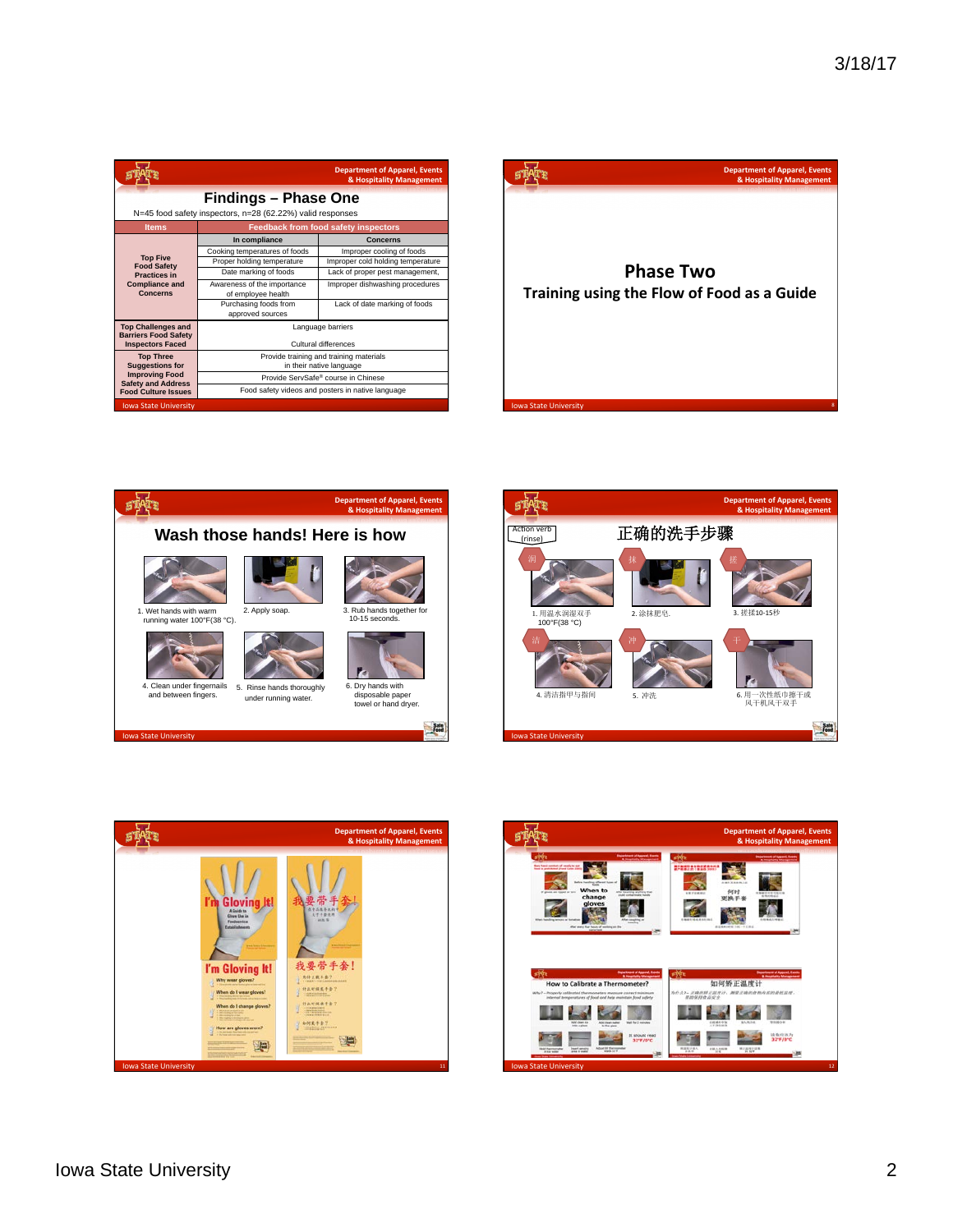## Findings – Phase One

N=45 food safety inspectors, n=28 (62.22%) valid responses

| Items | Feedback from food safety inspectors | |
|---|---|---|
| | In compliance | Concerns |
| Top Five Food Safety Practices in Compliance and Concerns | Cooking temperatures of foods | Improper cooling of foods |
| | Proper holding temperature | Improper cold holding temperature |
| | Date marking of foods | Lack of proper pest management, |
| | Awareness of the importance of employee health | Improper dishwashing procedures |
| | Purchasing foods from approved sources | Lack of date marking of foods |
| Top Challenges and Barriers Food Safety Inspectors Faced | Language barriers | |
| | Cultural differences | |
| Top Three Suggestions for Improving Food Safety and Address Food Culture Issues | Provide training and training materials in their native language | |
| | Provide ServSafe® course in Chinese | |
| | Food safety videos and posters in native language | |

## Phase Two

### Training using the Flow of Food as a Guide

## Wash those hands! Here is how

1. Wet hands with warm running water 100°F(38 °C).
2. Apply soap.
3. Rub hands together for 10-15 seconds.
4. Clean under fingernails and between fingers.
5. Rinse hands thoroughly under running water.
6. Dry hands with disposable paper towel or hand dryer.

## 正确的洗手步骤

Action verb (rinse)

润 抹 搓 洁 冲 干

1. 用温水润湿双手 100°F(38 °C)
2. 涂抹肥皂.
3. 搓揉10-15秒
4. 清洁指甲与指间
5. 冲洗
6. 用一次性纸巾擦干或风干机风干双手

I'm Gloving It!

我要带手套!

When to change gloves

何时更换手套

How to Calibrate a Thermometer?

如何矫正温度计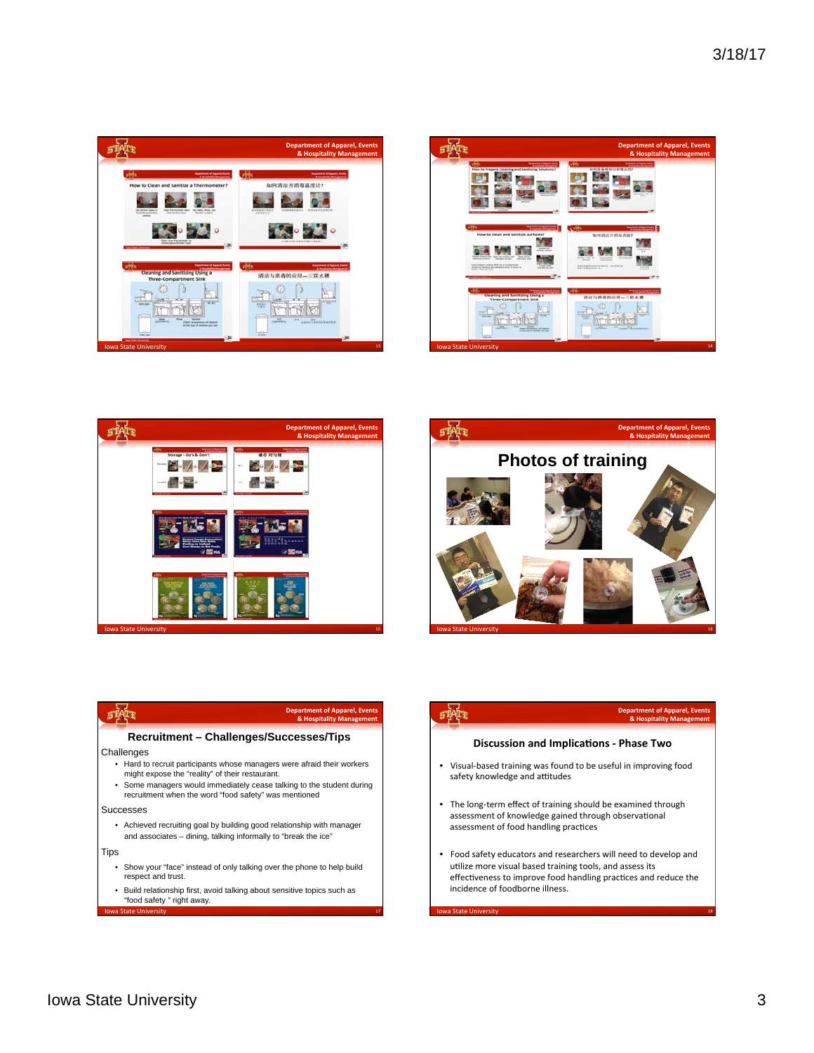## Photos of training

## Recruitment – Challenges/Successes/Tips

Challenges

- Hard to recruit participants whose managers were afraid their workers might expose the "reality" of their restaurant.
- Some managers would immediately cease talking to the student during recruitment when the word "food safety" was mentioned

Successes

- Achieved recruiting goal by building good relationship with manager and associates – dining, talking informally to "break the ice"

Tips

- Show your "face" instead of only talking over the phone to help build respect and trust.
- Build relationship first, avoid talking about sensitive topics such as "food safety" right away.

## Discussion and Implications - Phase Two

- Visual-based training was found to be useful in improving food safety knowledge and attitudes
- The long-term effect of training should be examined through assessment of knowledge gained through observational assessment of food handling practices
- Food safety educators and researchers will need to develop and utilize more visual based training tools, and assess its effectiveness to improve food handling practices and reduce the incidence of foodborne illness.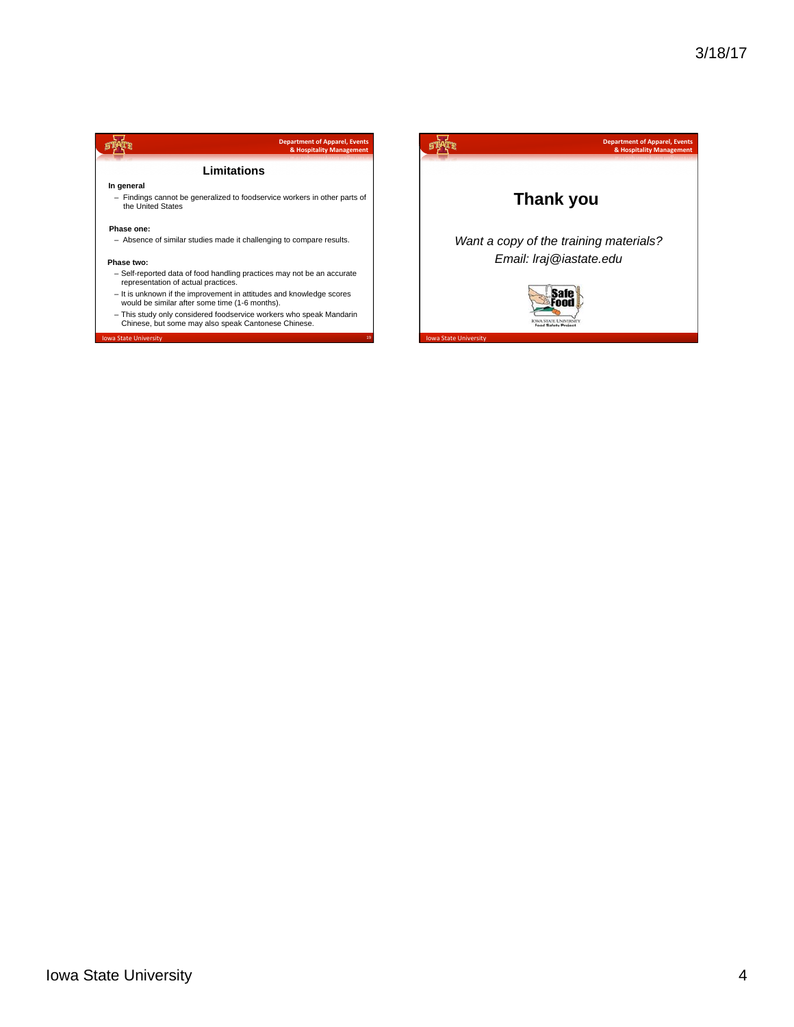Department of Apparel, Events & Hospitality Management

## Limitations

**In general**

– Findings cannot be generalized to foodservice workers in other parts of the United States

**Phase one:**

– Absence of similar studies made it challenging to compare results.

**Phase two:**

– Self-reported data of food handling practices may not be an accurate representation of actual practices.
– It is unknown if the improvement in attitudes and knowledge scores would be similar after some time (1-6 months).
– This study only considered foodservice workers who speak Mandarin Chinese, but some may also speak Cantonese Chinese.

Iowa State University

19

Department of Apparel, Events & Hospitality Management

## Thank you

*Want a copy of the training materials?*
*Email: lraj@iastate.edu*

Safe Food
Iowa State University Food Safety Project

Iowa State University